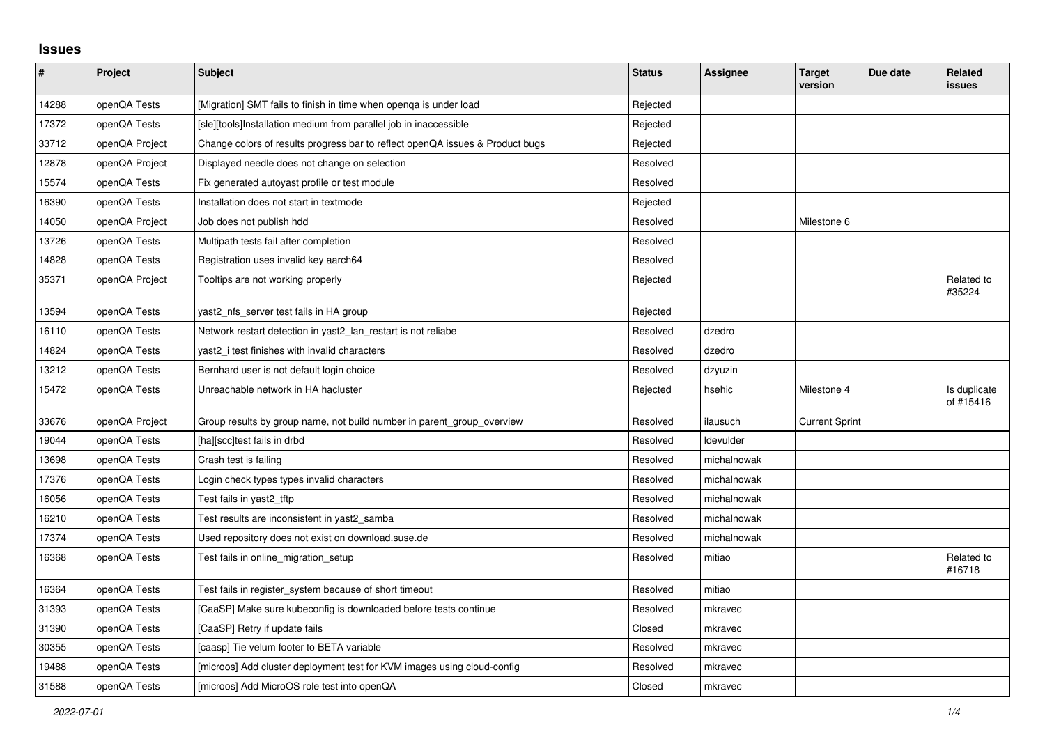## Issues

| # | Project | Subject | Status | Assignee | Target version | Due date | Related issues |
|---|---|---|---|---|---|---|---|
| 14288 | openQA Tests | [Migration] SMT fails to finish in time when openqa is under load | Rejected | | | | |
| 17372 | openQA Tests | [sle][tools]Installation medium from parallel job in inaccessible | Rejected | | | | |
| 33712 | openQA Project | Change colors of results progress bar to reflect openQA issues & Product bugs | Rejected | | | | |
| 12878 | openQA Project | Displayed needle does not change on selection | Resolved | | | | |
| 15574 | openQA Tests | Fix generated autoyast profile or test module | Resolved | | | | |
| 16390 | openQA Tests | Installation does not start in textmode | Rejected | | | | |
| 14050 | openQA Project | Job does not publish hdd | Resolved | | Milestone 6 | | |
| 13726 | openQA Tests | Multipath tests fail after completion | Resolved | | | | |
| 14828 | openQA Tests | Registration uses invalid key aarch64 | Resolved | | | | |
| 35371 | openQA Project | Tooltips are not working properly | Rejected | | | | Related to #35224 |
| 13594 | openQA Tests | yast2_nfs_server test fails in HA group | Rejected | | | | |
| 16110 | openQA Tests | Network restart detection in yast2_lan_restart is not reliabe | Resolved | dzedro | | | |
| 14824 | openQA Tests | yast2_i test finishes with invalid characters | Resolved | dzedro | | | |
| 13212 | openQA Tests | Bernhard user is not default login choice | Resolved | dzyuzin | | | |
| 15472 | openQA Tests | Unreachable network in HA hacluster | Rejected | hsehic | Milestone 4 | | Is duplicate of #15416 |
| 33676 | openQA Project | Group results by group name, not build number in parent_group_overview | Resolved | ilausuch | Current Sprint | | |
| 19044 | openQA Tests | [ha][scc]test fails in drbd | Resolved | ldevulder | | | |
| 13698 | openQA Tests | Crash test is failing | Resolved | michalnowak | | | |
| 17376 | openQA Tests | Login check types types invalid characters | Resolved | michalnowak | | | |
| 16056 | openQA Tests | Test fails in yast2_tftp | Resolved | michalnowak | | | |
| 16210 | openQA Tests | Test results are inconsistent in yast2_samba | Resolved | michalnowak | | | |
| 17374 | openQA Tests | Used repository does not exist on download.suse.de | Resolved | michalnowak | | | |
| 16368 | openQA Tests | Test fails in online_migration_setup | Resolved | mitiao | | | Related to #16718 |
| 16364 | openQA Tests | Test fails in register_system because of short timeout | Resolved | mitiao | | | |
| 31393 | openQA Tests | [CaaSP] Make sure kubeconfig is downloaded before tests continue | Resolved | mkravec | | | |
| 31390 | openQA Tests | [CaaSP] Retry if update fails | Closed | mkravec | | | |
| 30355 | openQA Tests | [caasp] Tie velum footer to BETA variable | Resolved | mkravec | | | |
| 19488 | openQA Tests | [microos] Add cluster deployment test for KVM images using cloud-config | Resolved | mkravec | | | |
| 31588 | openQA Tests | [microos] Add MicroOS role test into openQA | Closed | mkravec | | | |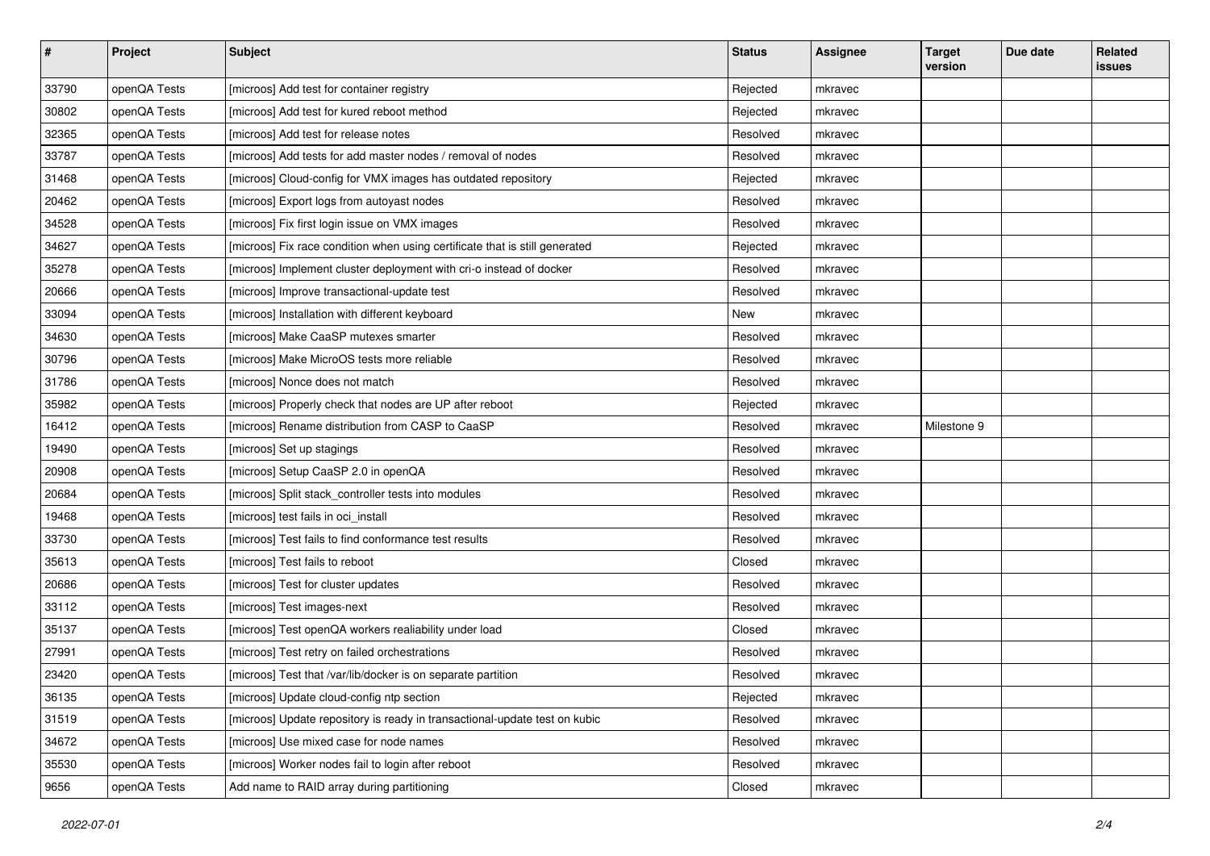| # | Project | Subject | Status | Assignee | Target version | Due date | Related issues |
|---|---|---|---|---|---|---|---|
| 33790 | openQA Tests | [microos] Add test for container registry | Rejected | mkravec | | | |
| 30802 | openQA Tests | [microos] Add test for kured reboot method | Rejected | mkravec | | | |
| 32365 | openQA Tests | [microos] Add test for release notes | Resolved | mkravec | | | |
| 33787 | openQA Tests | [microos] Add tests for add master nodes / removal of nodes | Resolved | mkravec | | | |
| 31468 | openQA Tests | [microos] Cloud-config for VMX images has outdated repository | Rejected | mkravec | | | |
| 20462 | openQA Tests | [microos] Export logs from autoyast nodes | Resolved | mkravec | | | |
| 34528 | openQA Tests | [microos] Fix first login issue on VMX images | Resolved | mkravec | | | |
| 34627 | openQA Tests | [microos] Fix race condition when using certificate that is still generated | Rejected | mkravec | | | |
| 35278 | openQA Tests | [microos] Implement cluster deployment with cri-o instead of docker | Resolved | mkravec | | | |
| 20666 | openQA Tests | [microos] Improve transactional-update test | Resolved | mkravec | | | |
| 33094 | openQA Tests | [microos] Installation with different keyboard | New | mkravec | | | |
| 34630 | openQA Tests | [microos] Make CaaSP mutexes smarter | Resolved | mkravec | | | |
| 30796 | openQA Tests | [microos] Make MicroOS tests more reliable | Resolved | mkravec | | | |
| 31786 | openQA Tests | [microos] Nonce does not match | Resolved | mkravec | | | |
| 35982 | openQA Tests | [microos] Properly check that nodes are UP after reboot | Rejected | mkravec | | | |
| 16412 | openQA Tests | [microos] Rename distribution from CASP to CaaSP | Resolved | mkravec | Milestone 9 | | |
| 19490 | openQA Tests | [microos] Set up stagings | Resolved | mkravec | | | |
| 20908 | openQA Tests | [microos] Setup CaaSP 2.0 in openQA | Resolved | mkravec | | | |
| 20684 | openQA Tests | [microos] Split stack_controller tests into modules | Resolved | mkravec | | | |
| 19468 | openQA Tests | [microos] test fails in oci_install | Resolved | mkravec | | | |
| 33730 | openQA Tests | [microos] Test fails to find conformance test results | Resolved | mkravec | | | |
| 35613 | openQA Tests | [microos] Test fails to reboot | Closed | mkravec | | | |
| 20686 | openQA Tests | [microos] Test for cluster updates | Resolved | mkravec | | | |
| 33112 | openQA Tests | [microos] Test images-next | Resolved | mkravec | | | |
| 35137 | openQA Tests | [microos] Test openQA workers realiability under load | Closed | mkravec | | | |
| 27991 | openQA Tests | [microos] Test retry on failed orchestrations | Resolved | mkravec | | | |
| 23420 | openQA Tests | [microos] Test that /var/lib/docker is on separate partition | Resolved | mkravec | | | |
| 36135 | openQA Tests | [microos] Update cloud-config ntp section | Rejected | mkravec | | | |
| 31519 | openQA Tests | [microos] Update repository is ready in transactional-update test on kubic | Resolved | mkravec | | | |
| 34672 | openQA Tests | [microos] Use mixed case for node names | Resolved | mkravec | | | |
| 35530 | openQA Tests | [microos] Worker nodes fail to login after reboot | Resolved | mkravec | | | |
| 9656 | openQA Tests | Add name to RAID array during partitioning | Closed | mkravec | | | |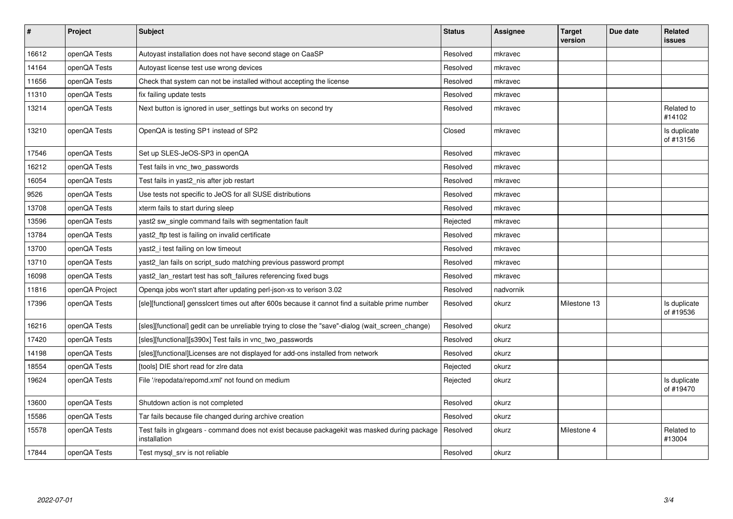| # | Project | Subject | Status | Assignee | Target version | Due date | Related issues |
|---|---|---|---|---|---|---|---|
| 16612 | openQA Tests | Autoyast installation does not have second stage on CaaSP | Resolved | mkravec | | | |
| 14164 | openQA Tests | Autoyast license test use wrong devices | Resolved | mkravec | | | |
| 11656 | openQA Tests | Check that system can not be installed without accepting the license | Resolved | mkravec | | | |
| 11310 | openQA Tests | fix failing update tests | Resolved | mkravec | | | |
| 13214 | openQA Tests | Next button is ignored in user_settings but works on second try | Resolved | mkravec | | | Related to #14102 |
| 13210 | openQA Tests | OpenQA is testing SP1 instead of SP2 | Closed | mkravec | | | Is duplicate of #13156 |
| 17546 | openQA Tests | Set up SLES-JeOS-SP3 in openQA | Resolved | mkravec | | | |
| 16212 | openQA Tests | Test fails in vnc_two_passwords | Resolved | mkravec | | | |
| 16054 | openQA Tests | Test fails in yast2_nis after job restart | Resolved | mkravec | | | |
| 9526 | openQA Tests | Use tests not specific to JeOS for all SUSE distributions | Resolved | mkravec | | | |
| 13708 | openQA Tests | xterm fails to start during sleep | Resolved | mkravec | | | |
| 13596 | openQA Tests | yast2 sw_single command fails with segmentation fault | Rejected | mkravec | | | |
| 13784 | openQA Tests | yast2_ftp test is failing on invalid certificate | Resolved | mkravec | | | |
| 13700 | openQA Tests | yast2_i test failing on low timeout | Resolved | mkravec | | | |
| 13710 | openQA Tests | yast2_lan fails on script_sudo matching previous password prompt | Resolved | mkravec | | | |
| 16098 | openQA Tests | yast2_lan_restart test has soft_failures referencing fixed bugs | Resolved | mkravec | | | |
| 11816 | openQA Project | Openqa jobs won't start after updating perl-json-xs to verison 3.02 | Resolved | nadvornik | | | |
| 17396 | openQA Tests | [sle][functional] genssicert times out after 600s because it cannot find a suitable prime number | Resolved | okurz | Milestone 13 | | Is duplicate of #19536 |
| 16216 | openQA Tests | [sles][functional] gedit can be unreliable trying to close the "save"-dialog (wait_screen_change) | Resolved | okurz | | | |
| 17420 | openQA Tests | [sles][functional][s390x] Test fails in vnc_two_passwords | Resolved | okurz | | | |
| 14198 | openQA Tests | [sles][functional]Licenses are not displayed for add-ons installed from network | Resolved | okurz | | | |
| 18554 | openQA Tests | [tools] DIE short read for zlre data | Rejected | okurz | | | |
| 19624 | openQA Tests | File '/repodata/repomd.xml' not found on medium | Rejected | okurz | | | Is duplicate of #19470 |
| 13600 | openQA Tests | Shutdown action is not completed | Resolved | okurz | | | |
| 15586 | openQA Tests | Tar fails because file changed during archive creation | Resolved | okurz | | | |
| 15578 | openQA Tests | Test fails in glxgears - command does not exist because packagekit was masked during package installation | Resolved | okurz | Milestone 4 | | Related to #13004 |
| 17844 | openQA Tests | Test mysql_srv is not reliable | Resolved | okurz | | | |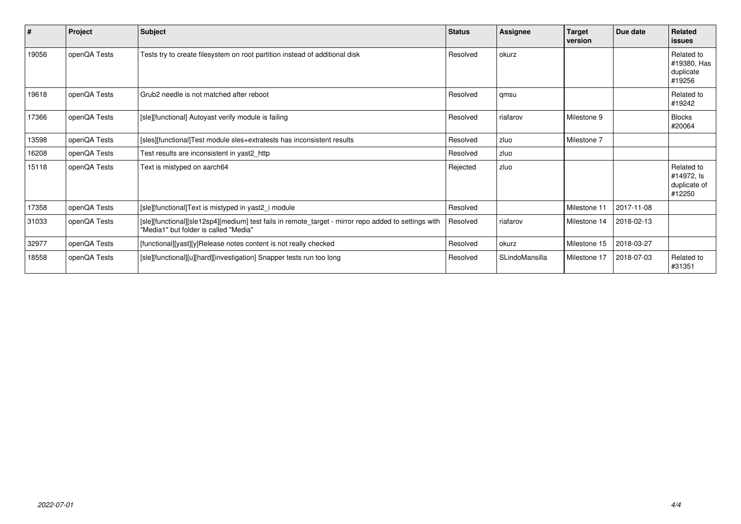| # | Project | Subject | Status | Assignee | Target version | Due date | Related issues |
|---|---|---|---|---|---|---|---|
| 19056 | openQA Tests | Tests try to create filesystem on root partition instead of additional disk | Resolved | okurz | | | Related to #19380, Has duplicate #19256 |
| 19618 | openQA Tests | Grub2 needle is not matched after reboot | Resolved | qmsu | | | Related to #19242 |
| 17366 | openQA Tests | [sle][functional] Autoyast verify module is failing | Resolved | riafarov | Milestone 9 | | Blocks #20064 |
| 13598 | openQA Tests | [sles][functional]Test module sles+extratests has inconsistent results | Resolved | zluo | Milestone 7 | | |
| 16208 | openQA Tests | Test results are inconsistent in yast2_http | Resolved | zluo | | | |
| 15118 | openQA Tests | Text is mistyped on aarch64 | Rejected | zluo | | | Related to #14972, Is duplicate of #12250 |
| 17358 | openQA Tests | [sle][functional]Text is mistyped in yast2_i module | Resolved | | Milestone 11 | 2017-11-08 | |
| 31033 | openQA Tests | [sle][functional][sle12sp4][medium] test fails in remote_target - mirror repo added to settings with "Media1" but folder is called "Media" | Resolved | riafarov | Milestone 14 | 2018-02-13 | |
| 32977 | openQA Tests | [functional][yast][y]Release notes content is not really checked | Resolved | okurz | Milestone 15 | 2018-03-27 | |
| 18558 | openQA Tests | [sle][functional][u][hard][investigation] Snapper tests run too long | Resolved | SLindoMansilla | Milestone 17 | 2018-07-03 | Related to #31351 |